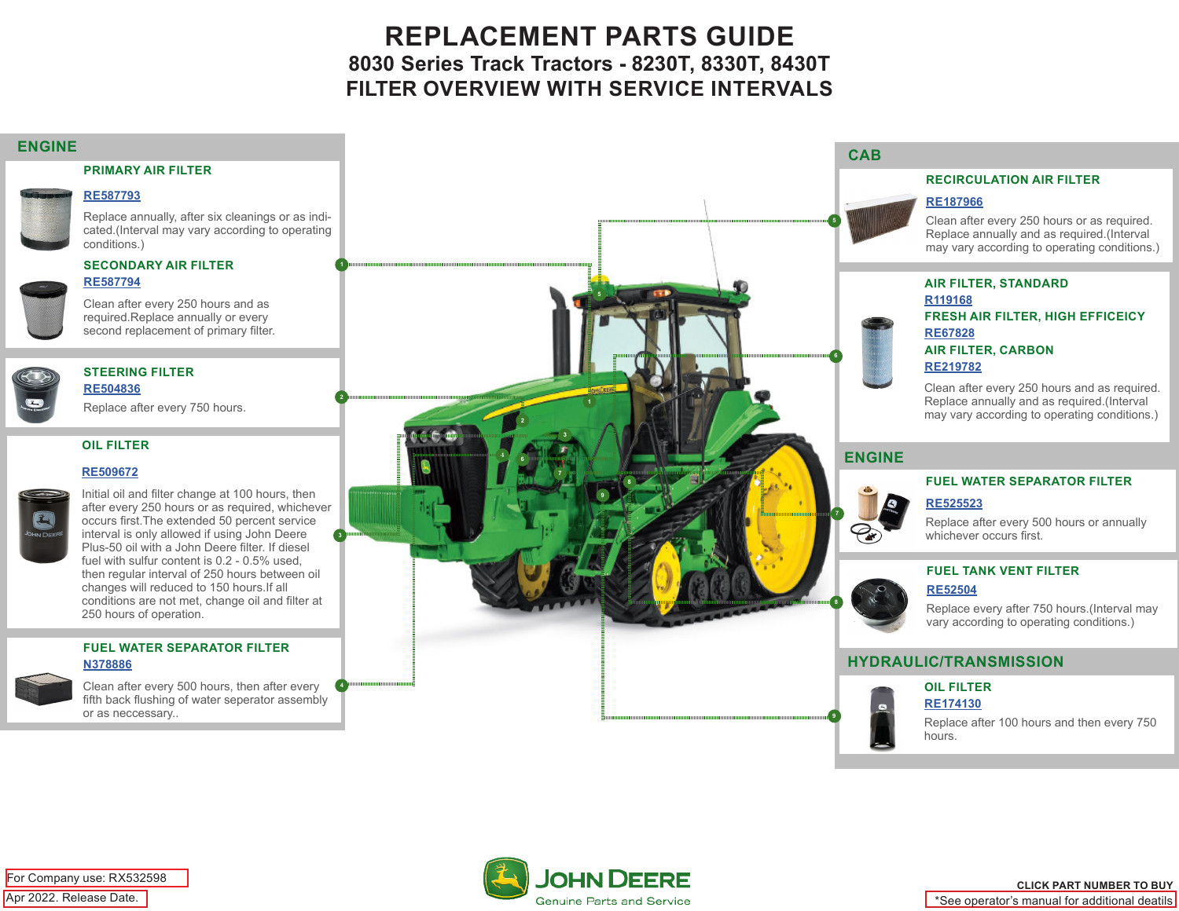# REPLACEMENT PARTS GUIDE

## 8030 Series Track Tractors - 8230T, 8330T, 8430T

## FILTER OVERVIEW WITH SERVICE INTERVALS

## ENGINE

### PRIMARY AIR FILTER

RE587793

Replace annually, after six cleanings or as indicated.(Interval may vary according to operating conditions.)

### SECONDARY AIR FILTER

RE587794

Clean after every 250 hours and as required.Replace annually or every second replacement of primary filter.

### STEERING FILTER

RE504836

Replace after every 750 hours.

### OIL FILTER

RE509672

Initial oil and filter change at 100 hours, then after every 250 hours or as required, whichever occurs first.The extended 50 percent service interval is only allowed if using John Deere Plus-50 oil with a John Deere filter. If diesel fuel with sulfur content is 0.2 - 0.5% used, then regular interval of 250 hours between oil changes will reduced to 150 hours.If all conditions are not met, change oil and filter at 250 hours of operation.

### FUEL WATER SEPARATOR FILTER

N378886

Clean after every 500 hours, then after every fifth back flushing of water seperator assembly or as neccessary..

## CAB

### RECIRCULATION AIR FILTER

RE187966

Clean after every 250 hours or as required. Replace annually and as required.(Interval may vary according to operating conditions.)

### AIR FILTER, STANDARD

R119168

### FRESH AIR FILTER, HIGH EFFICEICY

RE67828

### AIR FILTER, CARBON

RE219782

Clean after every 250 hours and as required. Replace annually and as required.(Interval may vary according to operating conditions.)

## ENGINE

### FUEL WATER SEPARATOR FILTER

RE525523

Replace after every 500 hours or annually whichever occurs first.

### FUEL TANK VENT FILTER

RE52504

Replace every after 750 hours.(Interval may vary according to operating conditions.)

## HYDRAULIC/TRANSMISSION

### OIL FILTER

RE174130

Replace after 100 hours and then every 750 hours.

For Company use: RX532598

Apr 2022. Release Date.

JOHN DEERE
Genuine Parts and Service

CLICK PART NUMBER TO BUY

*See operator's manual for additional deatils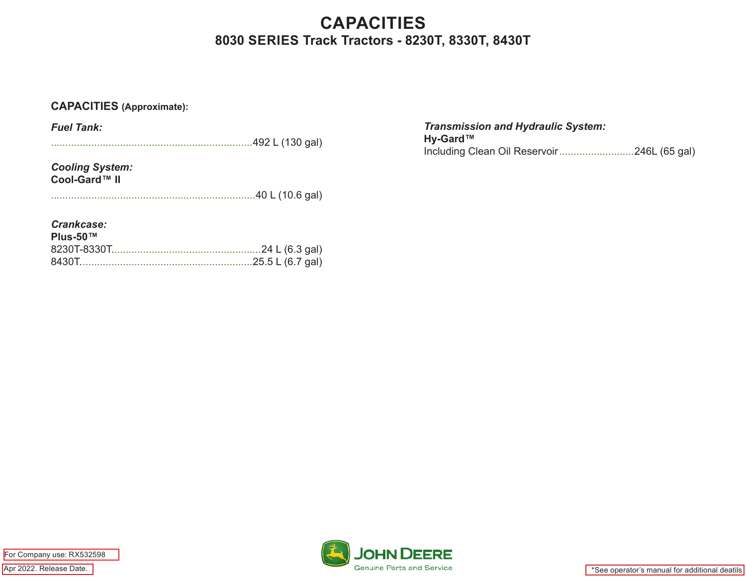# CAPACITIES

## 8030 SERIES Track Tractors - 8230T, 8330T, 8430T

**CAPACITIES (Approximate):**

***Fuel Tank:***

.......................................................................492 L (130 gal)

***Cooling System:***
**Cool-Gard™ II**

.......................................................................40 L (10.6 gal)

***Crankcase:***
**Plus-50™**
8230T-8330T.....................................................24 L (6.3 gal)
8430T............................................................25.5 L (6.7 gal)

***Transmission and Hydraulic System:***
**Hy-Gard™**
Including Clean Oil Reservoir..........................246L (65 gal)

For Company use: RX532598

Apr 2022. Release Date.

JOHN DEERE
Genuine Parts and Service

*See operator's manual for additional deatils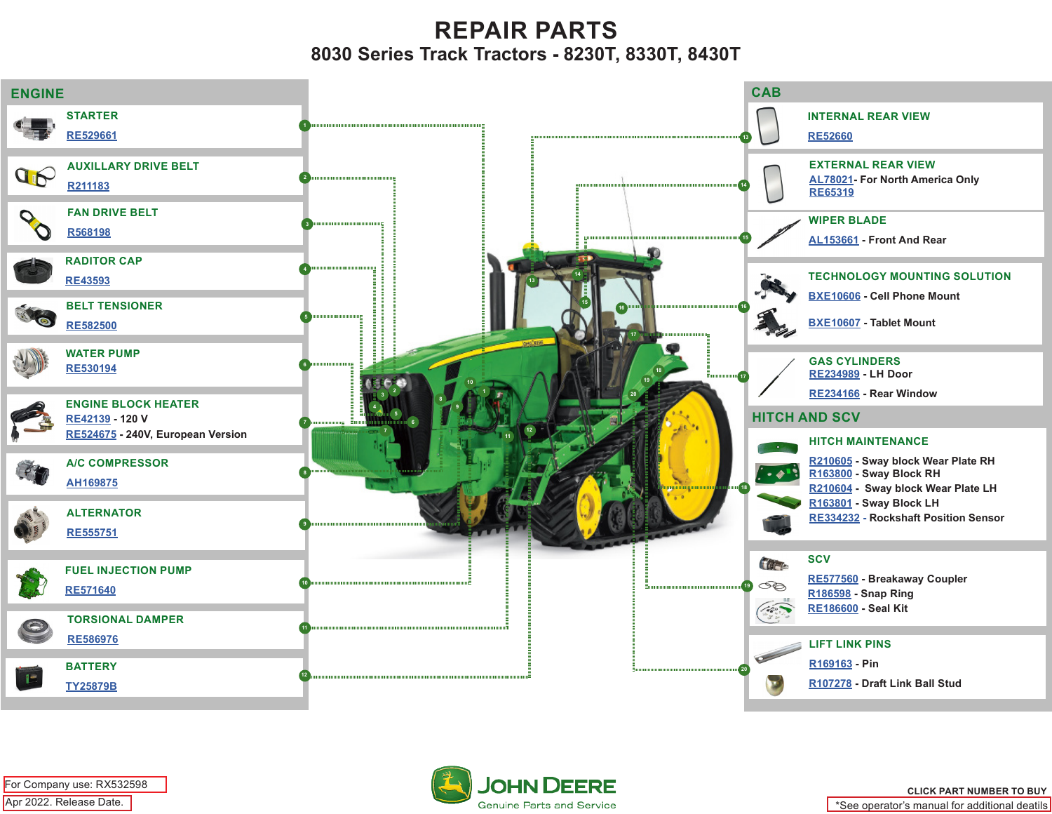# REPAIR PARTS

## 8030 Series Track Tractors - 8230T, 8330T, 8430T

## ENGINE

### STARTER
RE529661

### AUXILLARY DRIVE BELT
R211183

### FAN DRIVE BELT
R568198

### RADITOR CAP
RE43593

### BELT TENSIONER
RE582500

### WATER PUMP
RE530194

### ENGINE BLOCK HEATER
RE42139 - 120 V
RE524675 - 240V, European Version

### A/C COMPRESSOR
AH169875

### ALTERNATOR
RE555751

### FUEL INJECTION PUMP
RE571640

### TORSIONAL DAMPER
RE586976

### BATTERY
TY25879B

## CAB

### INTERNAL REAR VIEW
RE52660

### EXTERNAL REAR VIEW
AL78021- For North America Only
RE65319

### WIPER BLADE
AL153661 - Front And Rear

### TECHNOLOGY MOUNTING SOLUTION
BXE10606 - Cell Phone Mount
BXE10607 - Tablet Mount

### GAS CYLINDERS
RE234989 - LH Door
RE234166 - Rear Window

## HITCH AND SCV

### HITCH MAINTENANCE
R210605 - Sway block Wear Plate RH
R163800 - Sway Block RH
R210604 - Sway block Wear Plate LH
R163801 - Sway Block LH
RE334232 - Rockshaft Position Sensor

### SCV
RE577560 - Breakaway Coupler
R186598 - Snap Ring
RE186600 - Seal Kit

### LIFT LINK PINS
R169163 - Pin
R107278 - Draft Link Ball Stud

For Company use: RX532598
Apr 2022. Release Date.

JOHN DEERE
Genuine Parts and Service

CLICK PART NUMBER TO BUY
*See operator's manual for additional deatils